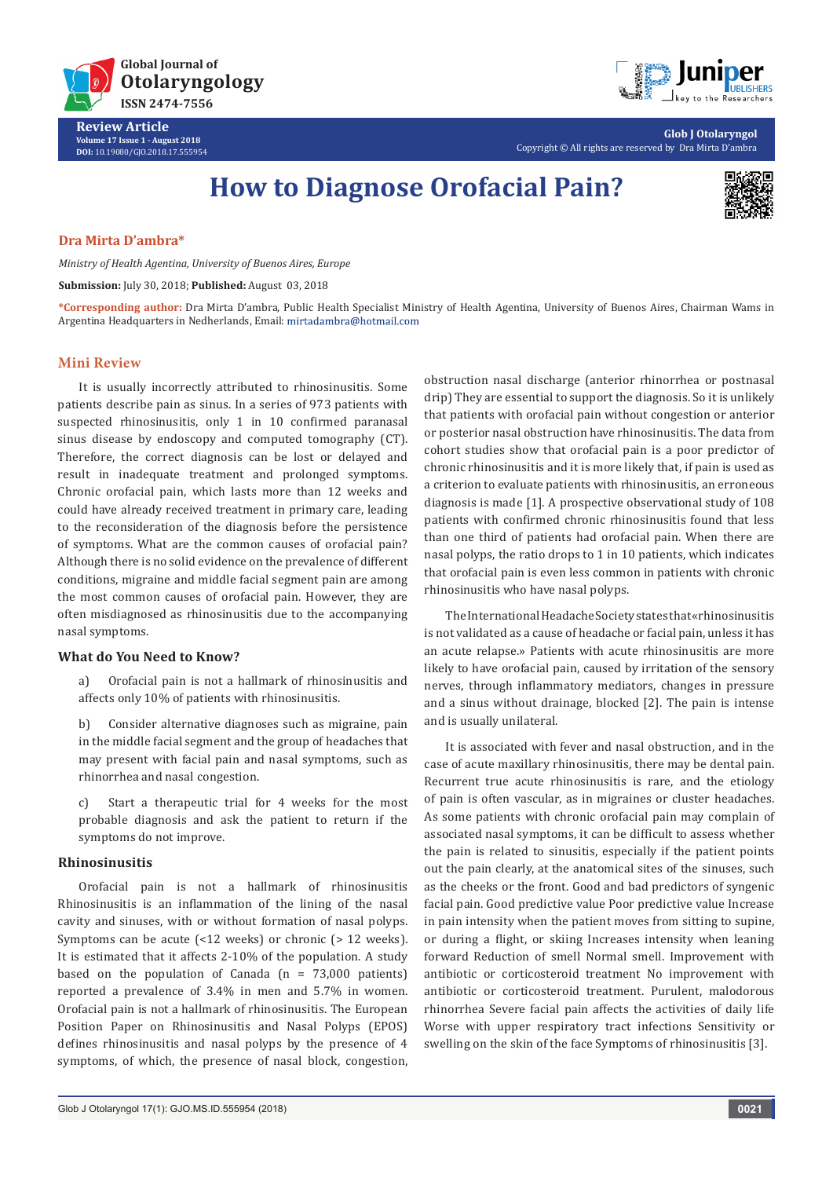Global Journal of Otolaryngology
ISSN 2474-7556

**Review Article**
Volume 17 Issue 1 - August 2018
DOI: 10.19080/GJO.2018.17.555954

Glob J Otolaryngol
Copyright © All rights are reserved by Dra Mirta D'ambra

# How to Diagnose Orofacial Pain?

**Dra Mirta D'ambra\***

*Ministry of Health Agentina, University of Buenos Aires, Europe*

**Submission:** July 30, 2018; **Published:** August 03, 2018

**\*Corresponding author:** Dra Mirta D'ambra, Public Health Specialist Ministry of Health Agentina, University of Buenos Aires, Chairman Wams in Argentina Headquarters in Nedherlands, Email: mirtadambra@hotmail.com

## Mini Review

It is usually incorrectly attributed to rhinosinusitis. Some patients describe pain as sinus. In a series of 973 patients with suspected rhinosinusitis, only 1 in 10 confirmed paranasal sinus disease by endoscopy and computed tomography (CT). Therefore, the correct diagnosis can be lost or delayed and result in inadequate treatment and prolonged symptoms. Chronic orofacial pain, which lasts more than 12 weeks and could have already received treatment in primary care, leading to the reconsideration of the diagnosis before the persistence of symptoms. What are the common causes of orofacial pain? Although there is no solid evidence on the prevalence of different conditions, migraine and middle facial segment pain are among the most common causes of orofacial pain. However, they are often misdiagnosed as rhinosinusitis due to the accompanying nasal symptoms.

### What do You Need to Know?

a) Orofacial pain is not a hallmark of rhinosinusitis and affects only 10% of patients with rhinosinusitis.

b) Consider alternative diagnoses such as migraine, pain in the middle facial segment and the group of headaches that may present with facial pain and nasal symptoms, such as rhinorrhea and nasal congestion.

c) Start a therapeutic trial for 4 weeks for the most probable diagnosis and ask the patient to return if the symptoms do not improve.

### Rhinosinusitis

Orofacial pain is not a hallmark of rhinosinusitis Rhinosinusitis is an inflammation of the lining of the nasal cavity and sinuses, with or without formation of nasal polyps. Symptoms can be acute (<12 weeks) or chronic (> 12 weeks). It is estimated that it affects 2-10% of the population. A study based on the population of Canada (n = 73,000 patients) reported a prevalence of 3.4% in men and 5.7% in women. Orofacial pain is not a hallmark of rhinosinusitis. The European Position Paper on Rhinosinusitis and Nasal Polyps (EPOS) defines rhinosinusitis and nasal polyps by the presence of 4 symptoms, of which, the presence of nasal block, congestion, obstruction nasal discharge (anterior rhinorrhea or postnasal drip) They are essential to support the diagnosis. So it is unlikely that patients with orofacial pain without congestion or anterior or posterior nasal obstruction have rhinosinusitis. The data from cohort studies show that orofacial pain is a poor predictor of chronic rhinosinusitis and it is more likely that, if pain is used as a criterion to evaluate patients with rhinosinusitis, an erroneous diagnosis is made [1]. A prospective observational study of 108 patients with confirmed chronic rhinosinusitis found that less than one third of patients had orofacial pain. When there are nasal polyps, the ratio drops to 1 in 10 patients, which indicates that orofacial pain is even less common in patients with chronic rhinosinusitis who have nasal polyps.

The International Headache Society states that «rhinosinusitis is not validated as a cause of headache or facial pain, unless it has an acute relapse.» Patients with acute rhinosinusitis are more likely to have orofacial pain, caused by irritation of the sensory nerves, through inflammatory mediators, changes in pressure and a sinus without drainage, blocked [2]. The pain is intense and is usually unilateral.

It is associated with fever and nasal obstruction, and in the case of acute maxillary rhinosinusitis, there may be dental pain. Recurrent true acute rhinosinusitis is rare, and the etiology of pain is often vascular, as in migraines or cluster headaches. As some patients with chronic orofacial pain may complain of associated nasal symptoms, it can be difficult to assess whether the pain is related to sinusitis, especially if the patient points out the pain clearly, at the anatomical sites of the sinuses, such as the cheeks or the front. Good and bad predictors of syngenic facial pain. Good predictive value Poor predictive value Increase in pain intensity when the patient moves from sitting to supine, or during a flight, or skiing Increases intensity when leaning forward Reduction of smell Normal smell. Improvement with antibiotic or corticosteroid treatment No improvement with antibiotic or corticosteroid treatment. Purulent, malodorous rhinorrhea Severe facial pain affects the activities of daily life Worse with upper respiratory tract infections Sensitivity or swelling on the skin of the face Symptoms of rhinosinusitis [3].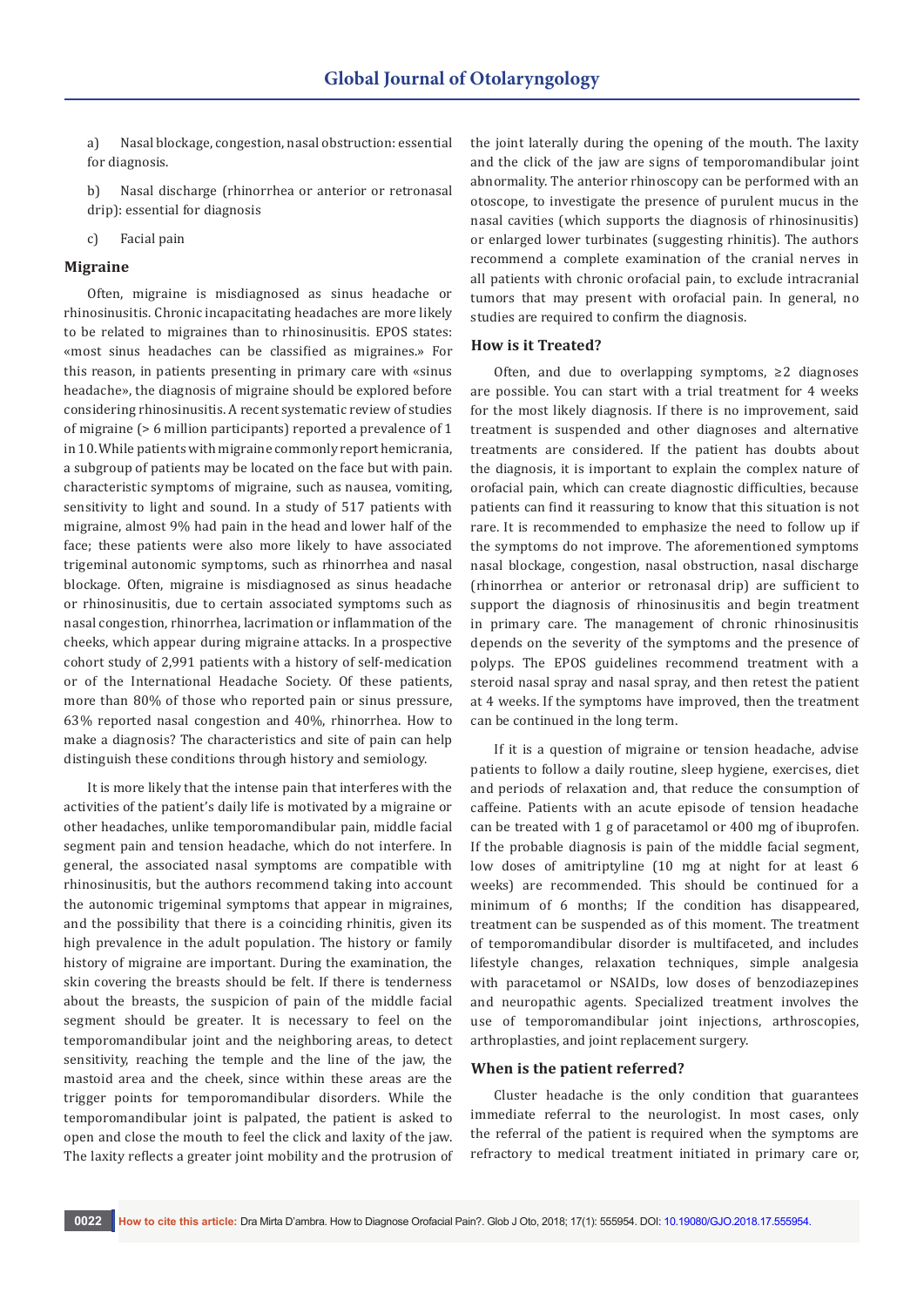a) Nasal blockage, congestion, nasal obstruction: essential for diagnosis.

b) Nasal discharge (rhinorrhea or anterior or retronasal drip): essential for diagnosis

c) Facial pain

### Migraine

Often, migraine is misdiagnosed as sinus headache or rhinosinusitis. Chronic incapacitating headaches are more likely to be related to migraines than to rhinosinusitis. EPOS states: «most sinus headaches can be classified as migraines.» For this reason, in patients presenting in primary care with «sinus headache», the diagnosis of migraine should be explored before considering rhinosinusitis. A recent systematic review of studies of migraine (> 6 million participants) reported a prevalence of 1 in 10. While patients with migraine commonly report hemicrania, a subgroup of patients may be located on the face but with pain. characteristic symptoms of migraine, such as nausea, vomiting, sensitivity to light and sound. In a study of 517 patients with migraine, almost 9% had pain in the head and lower half of the face; these patients were also more likely to have associated trigeminal autonomic symptoms, such as rhinorrhea and nasal blockage. Often, migraine is misdiagnosed as sinus headache or rhinosinusitis, due to certain associated symptoms such as nasal congestion, rhinorrhea, lacrimation or inflammation of the cheeks, which appear during migraine attacks. In a prospective cohort study of 2,991 patients with a history of self-medication or of the International Headache Society. Of these patients, more than 80% of those who reported pain or sinus pressure, 63% reported nasal congestion and 40%, rhinorrhea. How to make a diagnosis? The characteristics and site of pain can help distinguish these conditions through history and semiology.

It is more likely that the intense pain that interferes with the activities of the patient's daily life is motivated by a migraine or other headaches, unlike temporomandibular pain, middle facial segment pain and tension headache, which do not interfere. In general, the associated nasal symptoms are compatible with rhinosinusitis, but the authors recommend taking into account the autonomic trigeminal symptoms that appear in migraines, and the possibility that there is a coinciding rhinitis, given its high prevalence in the adult population. The history or family history of migraine are important. During the examination, the skin covering the breasts should be felt. If there is tenderness about the breasts, the suspicion of the middle facial segment should be greater. It is necessary to feel on the temporomandibular joint and the neighboring areas, to detect sensitivity, reaching the temple and the line of the jaw, the mastoid area and the cheek, since within these areas are the trigger points for temporomandibular disorders. While the temporomandibular joint is palpated, the patient is asked to open and close the mouth to feel the click and laxity of the jaw. The laxity reflects a greater joint mobility and the protrusion of the joint laterally during the opening of the mouth. The laxity and the click of the jaw are signs of temporomandibular joint abnormality. The anterior rhinoscopy can be performed with an otoscope, to investigate the presence of purulent mucus in the nasal cavities (which supports the diagnosis of rhinosinusitis) or enlarged lower turbinates (suggesting rhinitis). The authors recommend a complete examination of the cranial nerves in all patients with chronic orofacial pain, to exclude intracranial tumors that may present with orofacial pain. In general, no studies are required to confirm the diagnosis.

### How is it Treated?

Often, and due to overlapping symptoms, ≥2 diagnoses are possible. You can start with a trial treatment for 4 weeks for the most likely diagnosis. If there is no improvement, said treatment is suspended and other diagnoses and alternative treatments are considered. If the patient has doubts about the diagnosis, it is important to explain the complex nature of orofacial pain, which can create diagnostic difficulties, because patients can find it reassuring to know that this situation is not rare. It is recommended to emphasize the need to follow up if the symptoms do not improve. The aforementioned symptoms nasal blockage, congestion, nasal obstruction, nasal discharge (rhinorrhea or anterior or retronasal drip) are sufficient to support the diagnosis of rhinosinusitis and begin treatment in primary care. The management of chronic rhinosinusitis depends on the severity of the symptoms and the presence of polyps. The EPOS guidelines recommend treatment with a steroid nasal spray and nasal spray, and then retest the patient at 4 weeks. If the symptoms have improved, then the treatment can be continued in the long term.

If it is a question of migraine or tension headache, advise patients to follow a daily routine, sleep hygiene, exercises, diet and periods of relaxation and, that reduce the consumption of caffeine. Patients with an acute episode of tension headache can be treated with 1 g of paracetamol or 400 mg of ibuprofen. If the probable diagnosis is pain of the middle facial segment, low doses of amitriptyline (10 mg at night for at least 6 weeks) are recommended. This should be continued for a minimum of 6 months; If the condition has disappeared, treatment can be suspended as of this moment. The treatment of temporomandibular disorder is multifaceted, and includes lifestyle changes, relaxation techniques, simple analgesia with paracetamol or NSAIDs, low doses of benzodiazepines and neuropathic agents. Specialized treatment involves the use of temporomandibular joint injections, arthroscopies, arthroplasties, and joint replacement surgery.

### When is the patient referred?

Cluster headache is the only condition that guarantees immediate referral to the neurologist. In most cases, only the referral of the patient is required when the symptoms are refractory to medical treatment initiated in primary care or,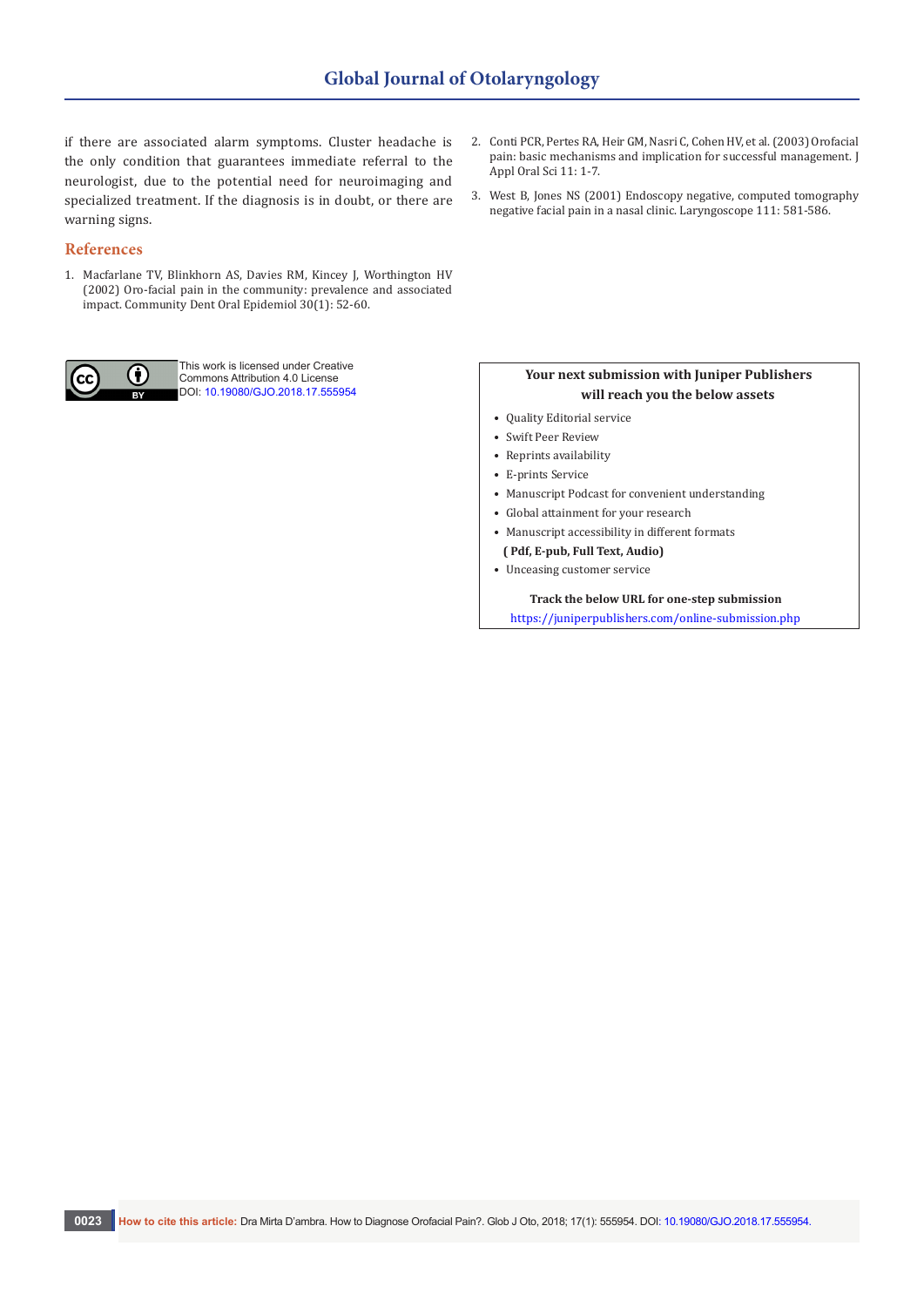if there are associated alarm symptoms. Cluster headache is the only condition that guarantees immediate referral to the neurologist, due to the potential need for neuroimaging and specialized treatment. If the diagnosis is in doubt, or there are warning signs.

## References

1. Macfarlane TV, Blinkhorn AS, Davies RM, Kincey J, Worthington HV (2002) Oro-facial pain in the community: prevalence and associated impact. Community Dent Oral Epidemiol 30(1): 52-60.
2. Conti PCR, Pertes RA, Heir GM, Nasri C, Cohen HV, et al. (2003) Orofacial pain: basic mechanisms and implication for successful management. J Appl Oral Sci 11: 1-7.
3. West B, Jones NS (2001) Endoscopy negative, computed tomography negative facial pain in a nasal clinic. Laryngoscope 111: 581-586.

This work is licensed under Creative Commons Attribution 4.0 License
DOI: 10.19080/GJO.2018.17.555954

**Your next submission with Juniper Publishers will reach you the below assets**

- Quality Editorial service
- Swift Peer Review
- Reprints availability
- E-prints Service
- Manuscript Podcast for convenient understanding
- Global attainment for your research
- Manuscript accessibility in different formats

**( Pdf, E-pub, Full Text, Audio)**

- Unceasing customer service

**Track the below URL for one-step submission**

https://juniperpublishers.com/online-submission.php

**How to cite this article:** Dra Mirta D'ambra. How to Diagnose Orofacial Pain?. Glob J Oto, 2018; 17(1): 555954. DOI: 10.19080/GJO.2018.17.555954.